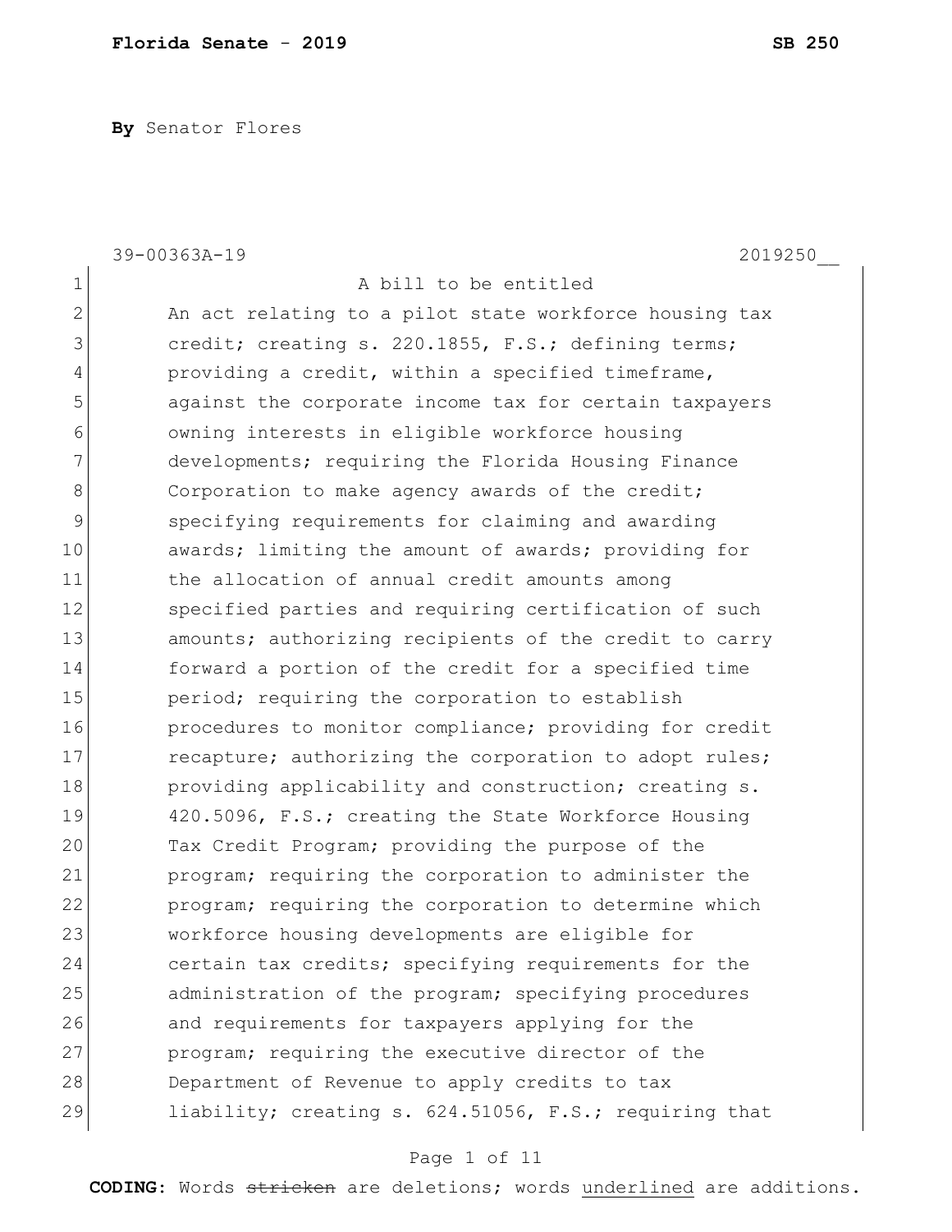**By** Senator Flores

39-00363A-19 2019250__

A bill to be entitled

An act relating to a pilot state workforce housing tax credit; creating s. 220.1855, F.S.; defining terms; providing a credit, within a specified timeframe, against the corporate income tax for certain taxpayers owning interests in eligible workforce housing developments; requiring the Florida Housing Finance Corporation to make agency awards of the credit; specifying requirements for claiming and awarding awards; limiting the amount of awards; providing for the allocation of annual credit amounts among specified parties and requiring certification of such amounts; authorizing recipients of the credit to carry forward a portion of the credit for a specified time period; requiring the corporation to establish procedures to monitor compliance; providing for credit recapture; authorizing the corporation to adopt rules; providing applicability and construction; creating s. 420.5096, F.S.; creating the State Workforce Housing Tax Credit Program; providing the purpose of the program; requiring the corporation to administer the program; requiring the corporation to determine which workforce housing developments are eligible for certain tax credits; specifying requirements for the administration of the program; specifying procedures and requirements for taxpayers applying for the program; requiring the executive director of the Department of Revenue to apply credits to tax liability; creating s. 624.51056, F.S.; requiring that

**CODING:** Words ~~stricken~~ are deletions; words <u>underlined</u> are additions.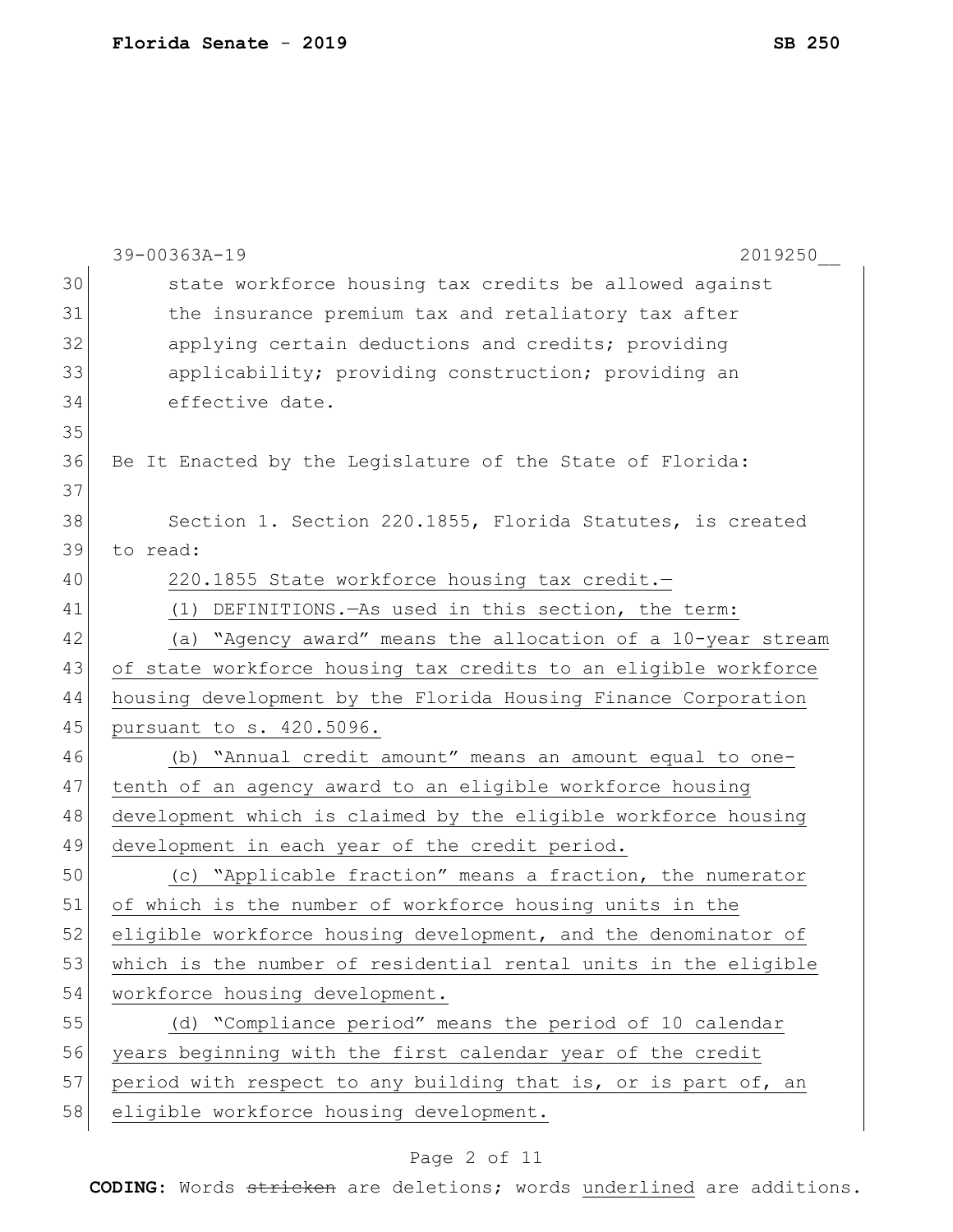state workforce housing tax credits be allowed against the insurance premium tax and retaliatory tax after applying certain deductions and credits; providing applicability; providing construction; providing an effective date.

Be It Enacted by the Legislature of the State of Florida:

Section 1. Section 220.1855, Florida Statutes, is created to read:

220.1855 State workforce housing tax credit.—

(1) DEFINITIONS.—As used in this section, the term:

(a) "Agency award" means the allocation of a 10-year stream of state workforce housing tax credits to an eligible workforce housing development by the Florida Housing Finance Corporation pursuant to s. 420.5096.

(b) "Annual credit amount" means an amount equal to one-tenth of an agency award to an eligible workforce housing development which is claimed by the eligible workforce housing development in each year of the credit period.

(c) "Applicable fraction" means a fraction, the numerator of which is the number of workforce housing units in the eligible workforce housing development, and the denominator of which is the number of residential rental units in the eligible workforce housing development.

(d) "Compliance period" means the period of 10 calendar years beginning with the first calendar year of the credit period with respect to any building that is, or is part of, an eligible workforce housing development.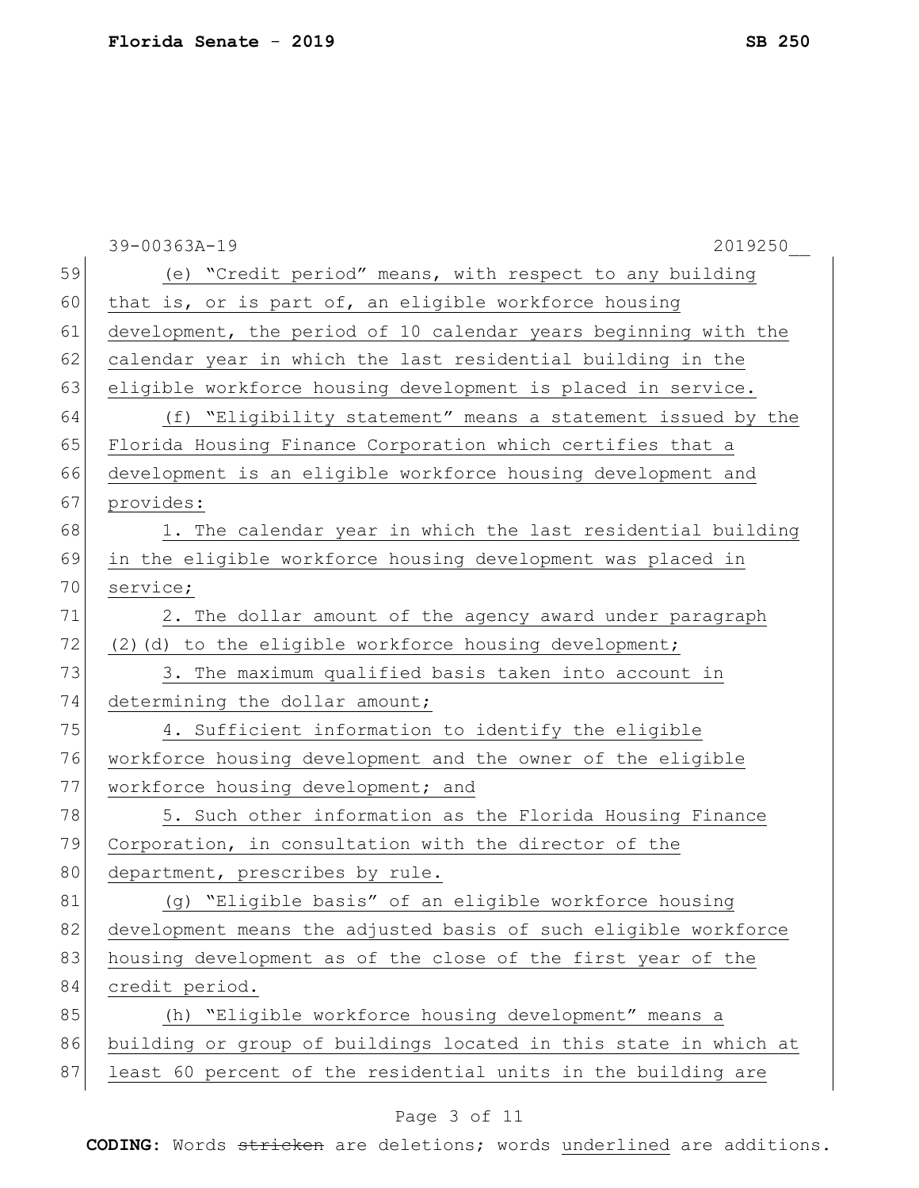(e) "Credit period" means, with respect to any building that is, or is part of, an eligible workforce housing development, the period of 10 calendar years beginning with the calendar year in which the last residential building in the eligible workforce housing development is placed in service.

(f) "Eligibility statement" means a statement issued by the Florida Housing Finance Corporation which certifies that a development is an eligible workforce housing development and provides:

1. The calendar year in which the last residential building in the eligible workforce housing development was placed in service;

2. The dollar amount of the agency award under paragraph (2)(d) to the eligible workforce housing development;

3. The maximum qualified basis taken into account in determining the dollar amount;

4. Sufficient information to identify the eligible workforce housing development and the owner of the eligible workforce housing development; and

5. Such other information as the Florida Housing Finance Corporation, in consultation with the director of the department, prescribes by rule.

(g) "Eligible basis" of an eligible workforce housing development means the adjusted basis of such eligible workforce housing development as of the close of the first year of the credit period.

(h) "Eligible workforce housing development" means a building or group of buildings located in this state in which at least 60 percent of the residential units in the building are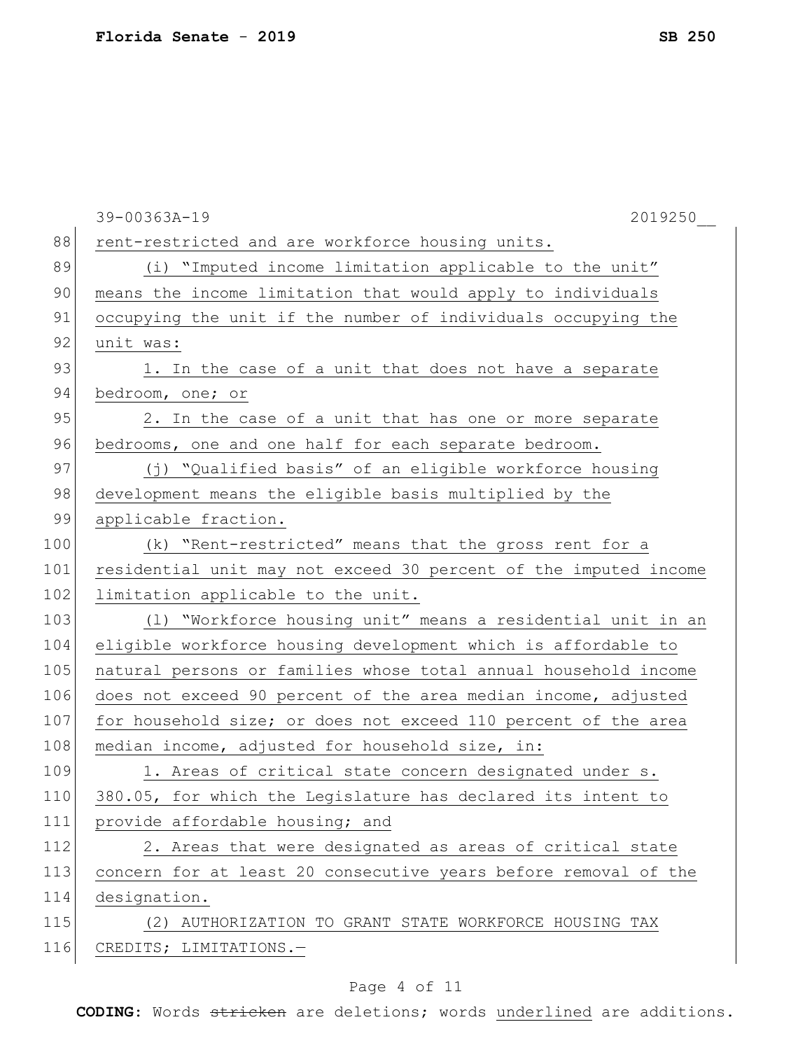rent-restricted and are workforce housing units.

(i) "Imputed income limitation applicable to the unit" means the income limitation that would apply to individuals occupying the unit if the number of individuals occupying the unit was:

1. In the case of a unit that does not have a separate bedroom, one; or

2. In the case of a unit that has one or more separate bedrooms, one and one half for each separate bedroom.

(j) "Qualified basis" of an eligible workforce housing development means the eligible basis multiplied by the applicable fraction.

(k) "Rent-restricted" means that the gross rent for a residential unit may not exceed 30 percent of the imputed income limitation applicable to the unit.

(l) "Workforce housing unit" means a residential unit in an eligible workforce housing development which is affordable to natural persons or families whose total annual household income does not exceed 90 percent of the area median income, adjusted for household size; or does not exceed 110 percent of the area median income, adjusted for household size, in:

1. Areas of critical state concern designated under s. 380.05, for which the Legislature has declared its intent to provide affordable housing; and

2. Areas that were designated as areas of critical state concern for at least 20 consecutive years before removal of the designation.

(2) AUTHORIZATION TO GRANT STATE WORKFORCE HOUSING TAX CREDITS; LIMITATIONS.—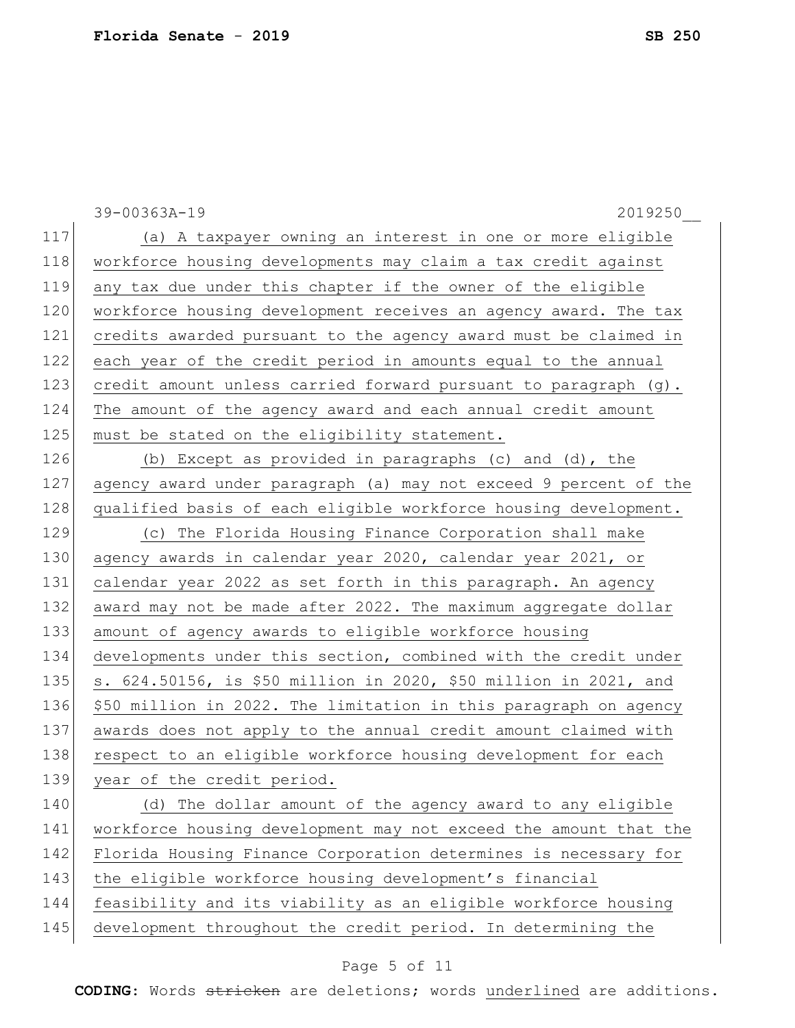(a) A taxpayer owning an interest in one or more eligible workforce housing developments may claim a tax credit against any tax due under this chapter if the owner of the eligible workforce housing development receives an agency award. The tax credits awarded pursuant to the agency award must be claimed in each year of the credit period in amounts equal to the annual credit amount unless carried forward pursuant to paragraph (g). The amount of the agency award and each annual credit amount must be stated on the eligibility statement.

(b) Except as provided in paragraphs (c) and (d), the agency award under paragraph (a) may not exceed 9 percent of the qualified basis of each eligible workforce housing development.

(c) The Florida Housing Finance Corporation shall make agency awards in calendar year 2020, calendar year 2021, or calendar year 2022 as set forth in this paragraph. An agency award may not be made after 2022. The maximum aggregate dollar amount of agency awards to eligible workforce housing developments under this section, combined with the credit under s. 624.50156, is $50 million in 2020, $50 million in 2021, and $50 million in 2022. The limitation in this paragraph on agency awards does not apply to the annual credit amount claimed with respect to an eligible workforce housing development for each year of the credit period.

(d) The dollar amount of the agency award to any eligible workforce housing development may not exceed the amount that the Florida Housing Finance Corporation determines is necessary for the eligible workforce housing development's financial feasibility and its viability as an eligible workforce housing development throughout the credit period. In determining the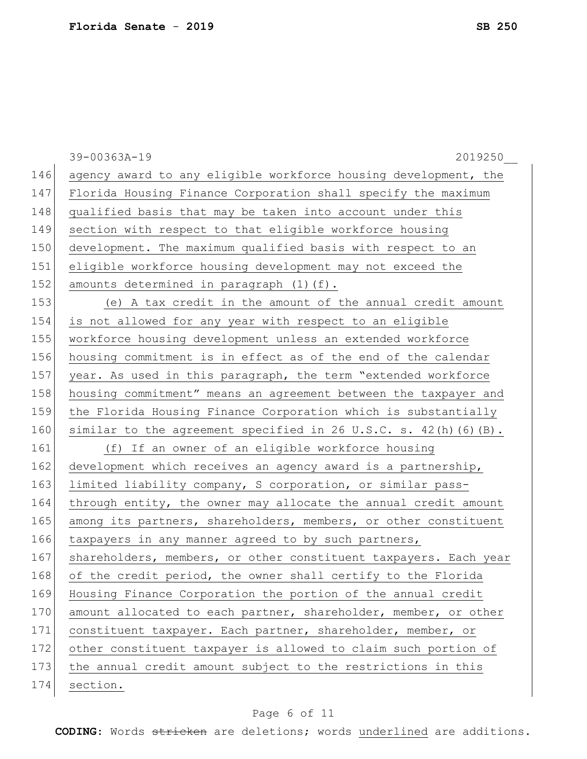agency award to any eligible workforce housing development, the Florida Housing Finance Corporation shall specify the maximum qualified basis that may be taken into account under this section with respect to that eligible workforce housing development. The maximum qualified basis with respect to an eligible workforce housing development may not exceed the amounts determined in paragraph (1)(f).

(e) A tax credit in the amount of the annual credit amount is not allowed for any year with respect to an eligible workforce housing development unless an extended workforce housing commitment is in effect as of the end of the calendar year. As used in this paragraph, the term "extended workforce housing commitment" means an agreement between the taxpayer and the Florida Housing Finance Corporation which is substantially similar to the agreement specified in 26 U.S.C. s. 42(h)(6)(B).

(f) If an owner of an eligible workforce housing development which receives an agency award is a partnership, limited liability company, S corporation, or similar pass-through entity, the owner may allocate the annual credit amount among its partners, shareholders, members, or other constituent taxpayers in any manner agreed to by such partners, shareholders, members, or other constituent taxpayers. Each year of the credit period, the owner shall certify to the Florida Housing Finance Corporation the portion of the annual credit amount allocated to each partner, shareholder, member, or other constituent taxpayer. Each partner, shareholder, member, or other constituent taxpayer is allowed to claim such portion of the annual credit amount subject to the restrictions in this section.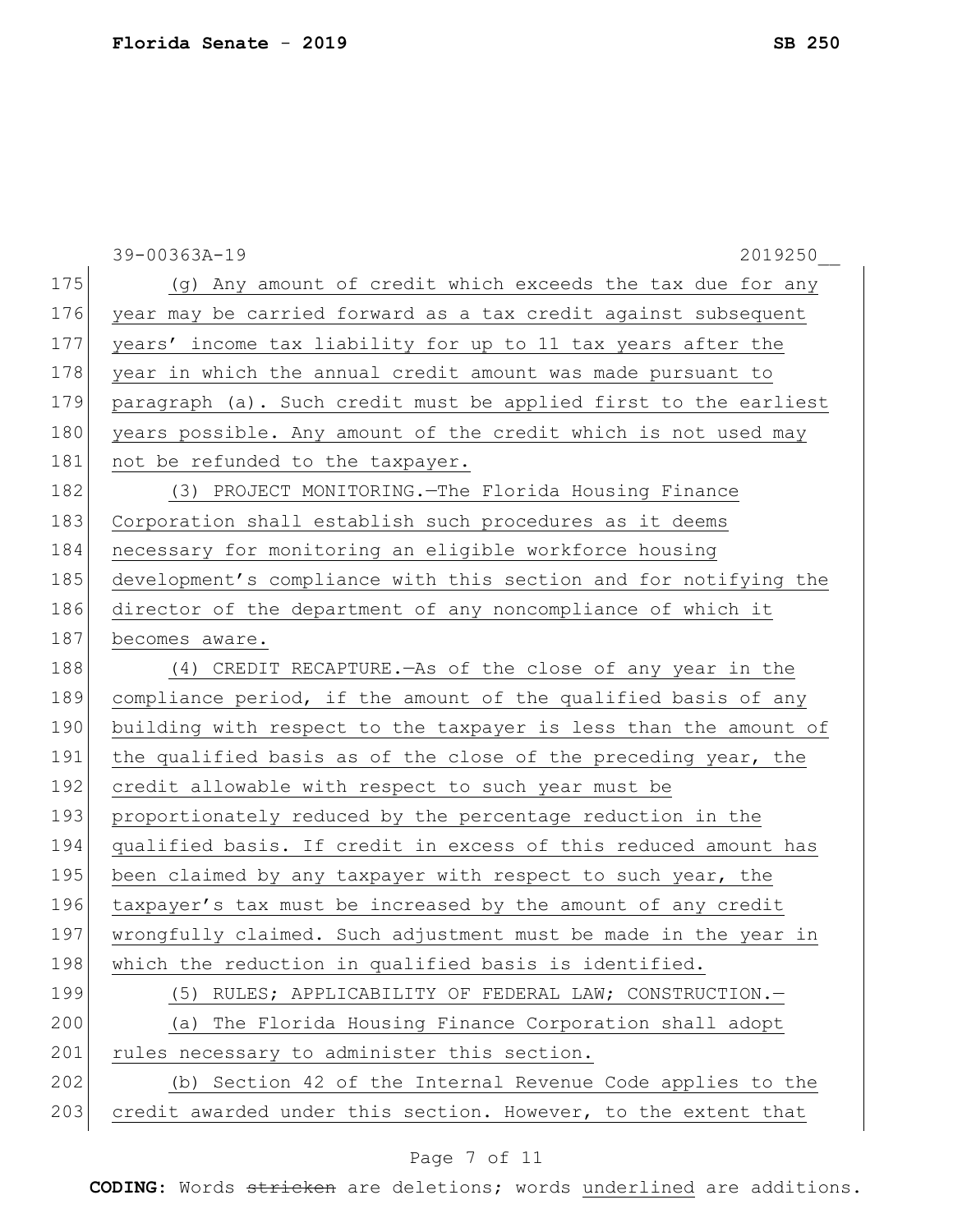(g) Any amount of credit which exceeds the tax due for any year may be carried forward as a tax credit against subsequent years' income tax liability for up to 11 tax years after the year in which the annual credit amount was made pursuant to paragraph (a). Such credit must be applied first to the earliest years possible. Any amount of the credit which is not used may not be refunded to the taxpayer.

(3) PROJECT MONITORING.—The Florida Housing Finance Corporation shall establish such procedures as it deems necessary for monitoring an eligible workforce housing development's compliance with this section and for notifying the director of the department of any noncompliance of which it becomes aware.

(4) CREDIT RECAPTURE.—As of the close of any year in the compliance period, if the amount of the qualified basis of any building with respect to the taxpayer is less than the amount of the qualified basis as of the close of the preceding year, the credit allowable with respect to such year must be proportionately reduced by the percentage reduction in the qualified basis. If credit in excess of this reduced amount has been claimed by any taxpayer with respect to such year, the taxpayer's tax must be increased by the amount of any credit wrongfully claimed. Such adjustment must be made in the year in which the reduction in qualified basis is identified.

(5) RULES; APPLICABILITY OF FEDERAL LAW; CONSTRUCTION.—

(a) The Florida Housing Finance Corporation shall adopt rules necessary to administer this section.

(b) Section 42 of the Internal Revenue Code applies to the credit awarded under this section. However, to the extent that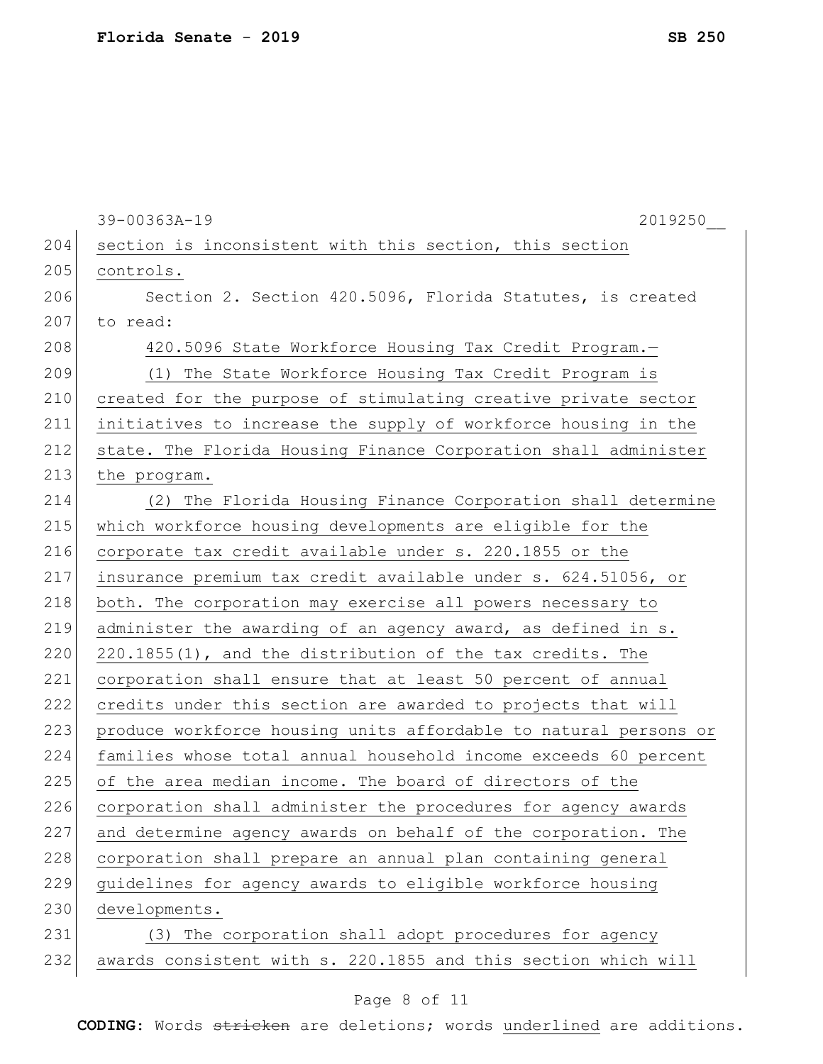section is inconsistent with this section, this section controls.

Section 2. Section 420.5096, Florida Statutes, is created to read:

420.5096 State Workforce Housing Tax Credit Program.—

(1) The State Workforce Housing Tax Credit Program is created for the purpose of stimulating creative private sector initiatives to increase the supply of workforce housing in the state. The Florida Housing Finance Corporation shall administer the program.

(2) The Florida Housing Finance Corporation shall determine which workforce housing developments are eligible for the corporate tax credit available under s. 220.1855 or the insurance premium tax credit available under s. 624.51056, or both. The corporation may exercise all powers necessary to administer the awarding of an agency award, as defined in s. 220.1855(1), and the distribution of the tax credits. The corporation shall ensure that at least 50 percent of annual credits under this section are awarded to projects that will produce workforce housing units affordable to natural persons or families whose total annual household income exceeds 60 percent of the area median income. The board of directors of the corporation shall administer the procedures for agency awards and determine agency awards on behalf of the corporation. The corporation shall prepare an annual plan containing general guidelines for agency awards to eligible workforce housing developments.

(3) The corporation shall adopt procedures for agency awards consistent with s. 220.1855 and this section which will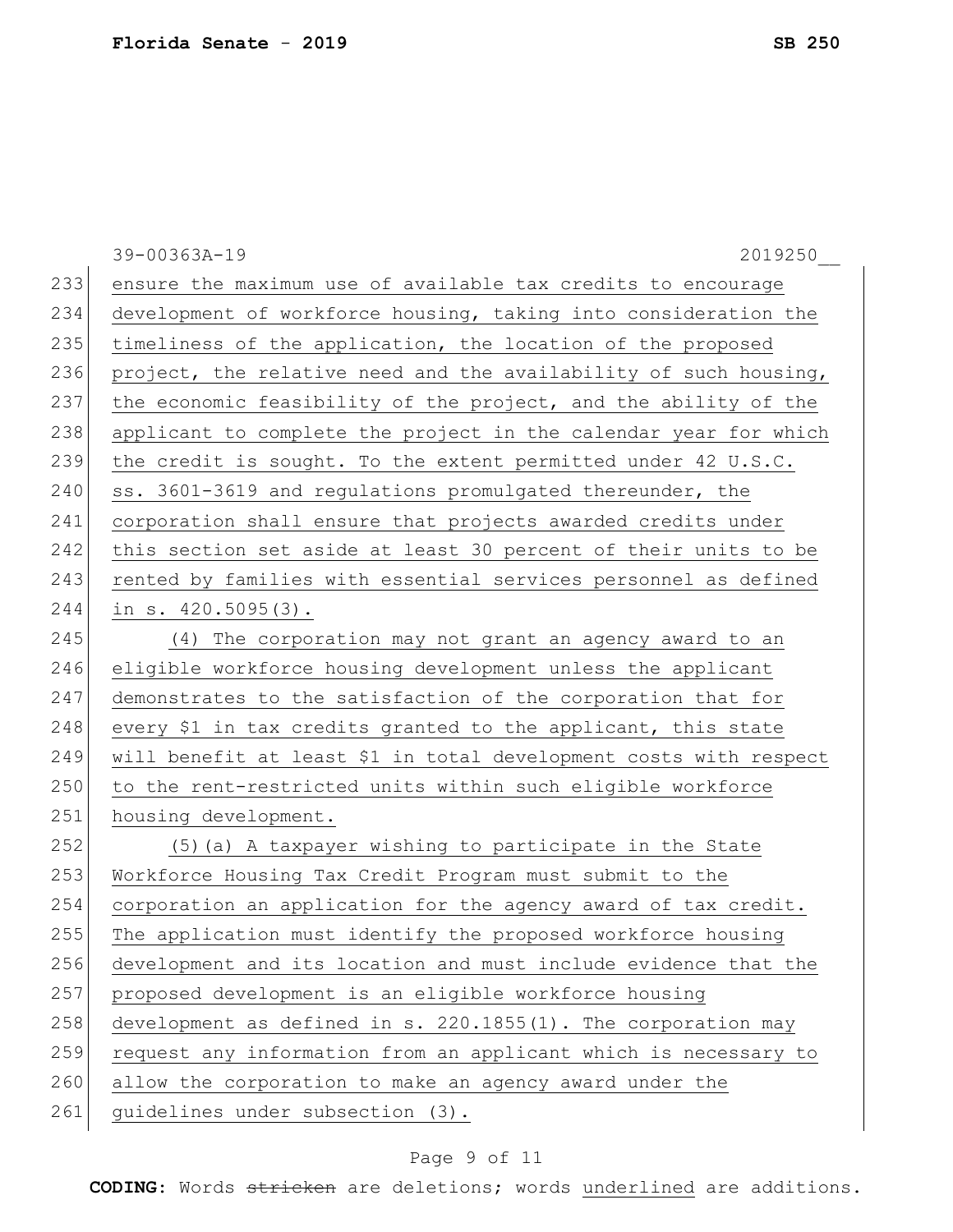ensure the maximum use of available tax credits to encourage development of workforce housing, taking into consideration the timeliness of the application, the location of the proposed project, the relative need and the availability of such housing, the economic feasibility of the project, and the ability of the applicant to complete the project in the calendar year for which the credit is sought. To the extent permitted under 42 U.S.C. ss. 3601-3619 and regulations promulgated thereunder, the corporation shall ensure that projects awarded credits under this section set aside at least 30 percent of their units to be rented by families with essential services personnel as defined in s. 420.5095(3).

(4) The corporation may not grant an agency award to an eligible workforce housing development unless the applicant demonstrates to the satisfaction of the corporation that for every $1 in tax credits granted to the applicant, this state will benefit at least $1 in total development costs with respect to the rent-restricted units within such eligible workforce housing development.

(5)(a) A taxpayer wishing to participate in the State Workforce Housing Tax Credit Program must submit to the corporation an application for the agency award of tax credit. The application must identify the proposed workforce housing development and its location and must include evidence that the proposed development is an eligible workforce housing development as defined in s. 220.1855(1). The corporation may request any information from an applicant which is necessary to allow the corporation to make an agency award under the guidelines under subsection (3).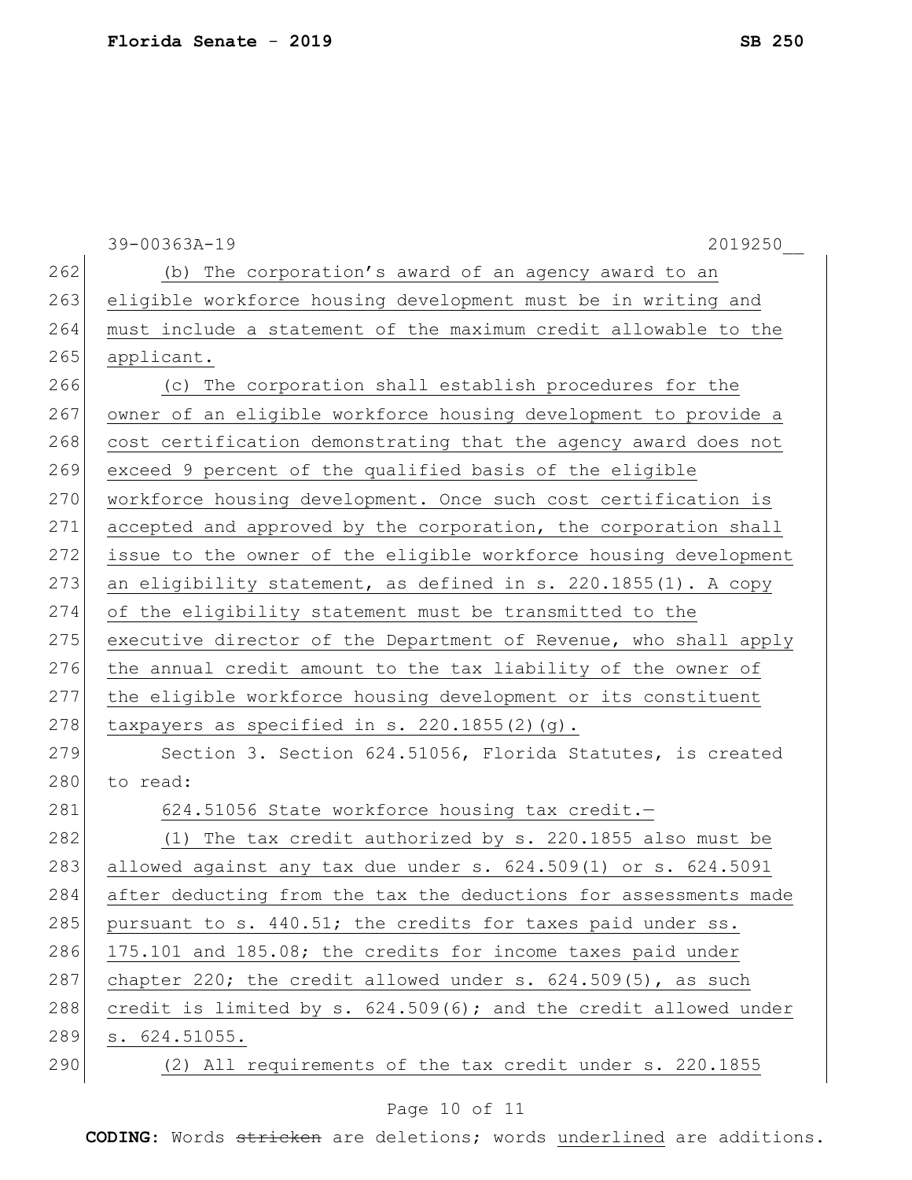(b) The corporation's award of an agency award to an eligible workforce housing development must be in writing and must include a statement of the maximum credit allowable to the applicant.

(c) The corporation shall establish procedures for the owner of an eligible workforce housing development to provide a cost certification demonstrating that the agency award does not exceed 9 percent of the qualified basis of the eligible workforce housing development. Once such cost certification is accepted and approved by the corporation, the corporation shall issue to the owner of the eligible workforce housing development an eligibility statement, as defined in s. 220.1855(1). A copy of the eligibility statement must be transmitted to the executive director of the Department of Revenue, who shall apply the annual credit amount to the tax liability of the owner of the eligible workforce housing development or its constituent taxpayers as specified in s. 220.1855(2)(g).

Section 3. Section 624.51056, Florida Statutes, is created to read:

624.51056 State workforce housing tax credit.—

(1) The tax credit authorized by s. 220.1855 also must be allowed against any tax due under s. 624.509(1) or s. 624.5091 after deducting from the tax the deductions for assessments made pursuant to s. 440.51; the credits for taxes paid under ss. 175.101 and 185.08; the credits for income taxes paid under chapter 220; the credit allowed under s. 624.509(5), as such credit is limited by s. 624.509(6); and the credit allowed under s. 624.51055.

(2) All requirements of the tax credit under s. 220.1855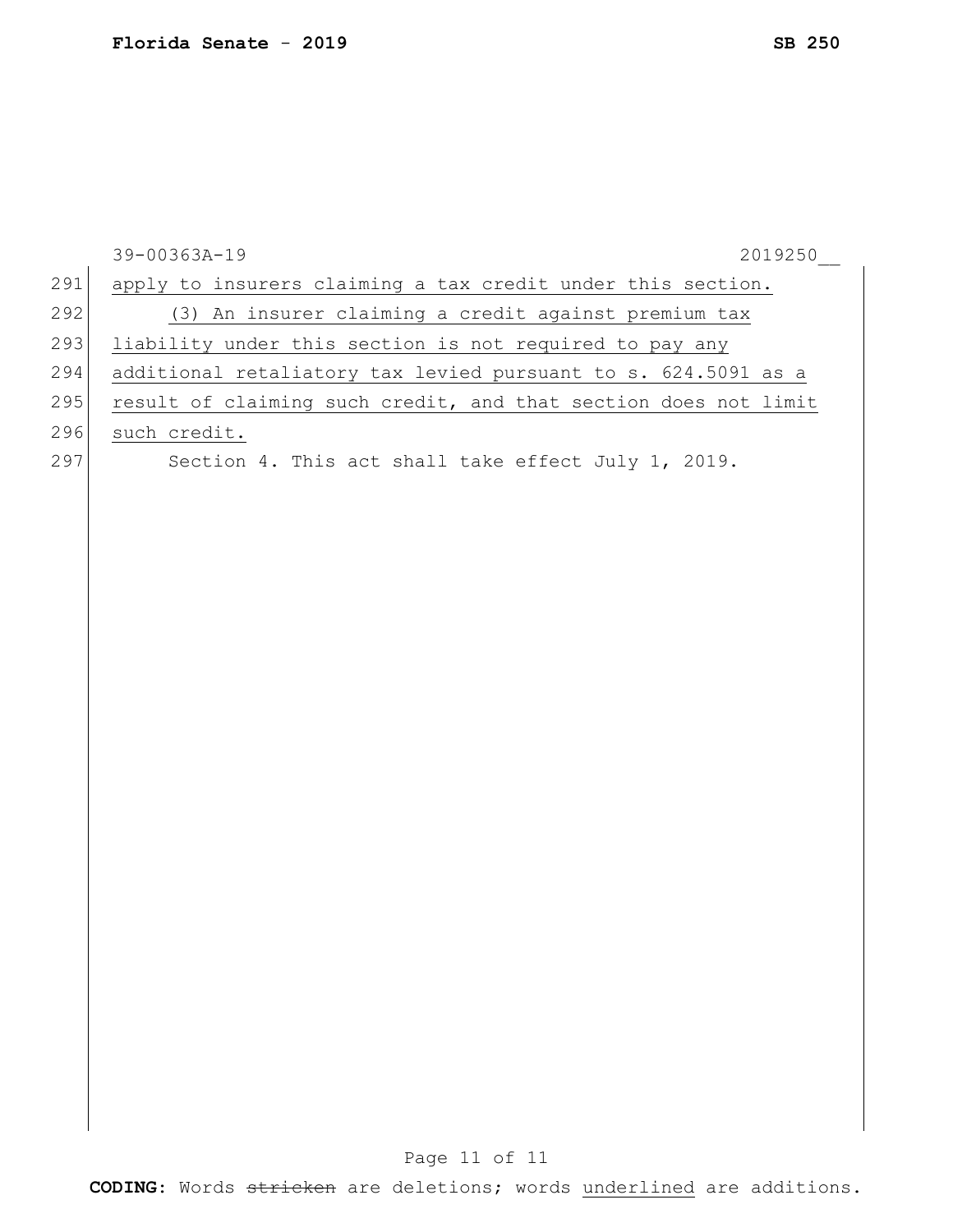39-00363A-19 2019250__

291 apply to insurers claiming a tax credit under this section.

292 (3) An insurer claiming a credit against premium tax

293 liability under this section is not required to pay any

294 additional retaliatory tax levied pursuant to s. 624.5091 as a

295 result of claiming such credit, and that section does not limit

296 such credit.

297 Section 4. This act shall take effect July 1, 2019.

**CODING:** Words ~~stricken~~ are deletions; words underlined are additions.